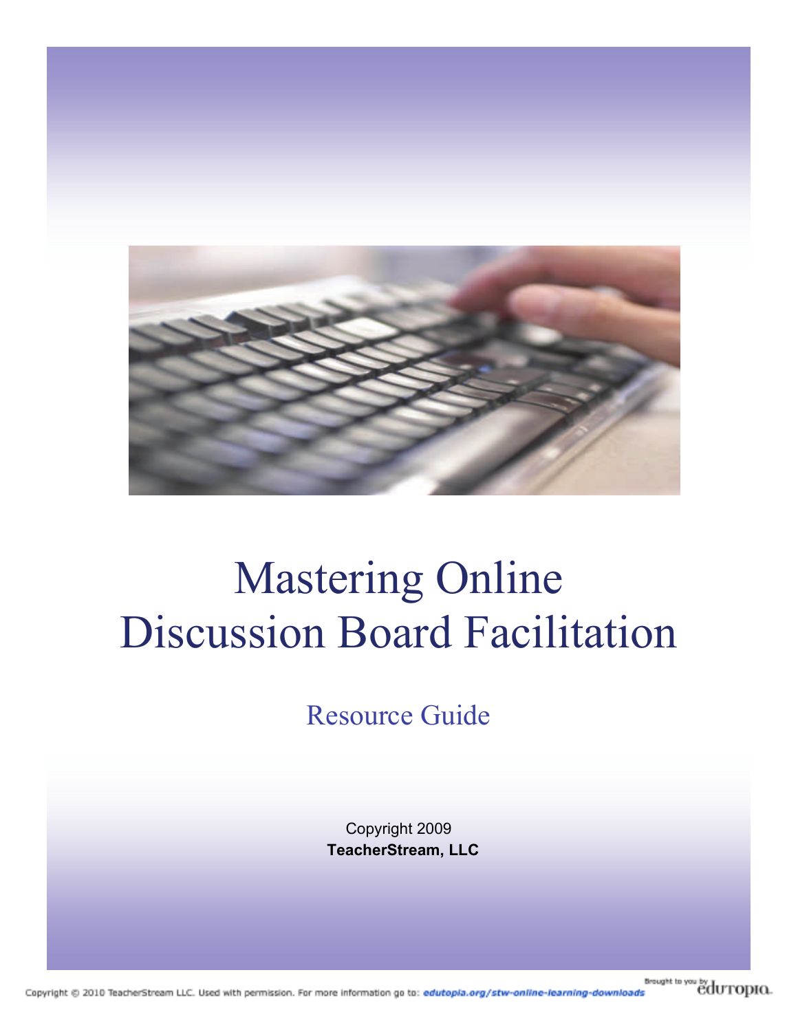# Mastering Online Discussion Board Facilitation

## Resource Guide

Copyright 2009
**TeacherStream, LLC**

Copyright © 2010 TeacherStream LLC. Used with permission. For more information go to: *edutopia.org/stw-online-learning-downloads*

Brought to you by edutopia.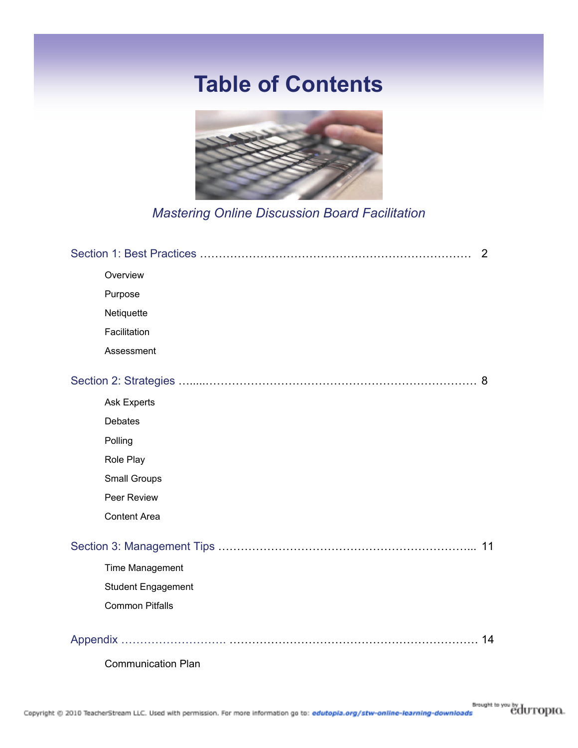# Table of Contents

*Mastering Online Discussion Board Facilitation*

Section 1: Best Practices ........................................................................ 2

- Overview
- Purpose
- Netiquette
- Facilitation
- Assessment

Section 2: Strategies ........................................................................ 8

- Ask Experts
- Debates
- Polling
- Role Play
- Small Groups
- Peer Review
- Content Area

Section 3: Management Tips ........................................................................ 11

- Time Management
- Student Engagement
- Common Pitfalls

Appendix ........................................................................ 14

- Communication Plan

Copyright © 2010 TeacherStream LLC. Used with permission. For more information go to: edutopia.org/stw-online-learning-downloads

Brought to you by edutopia.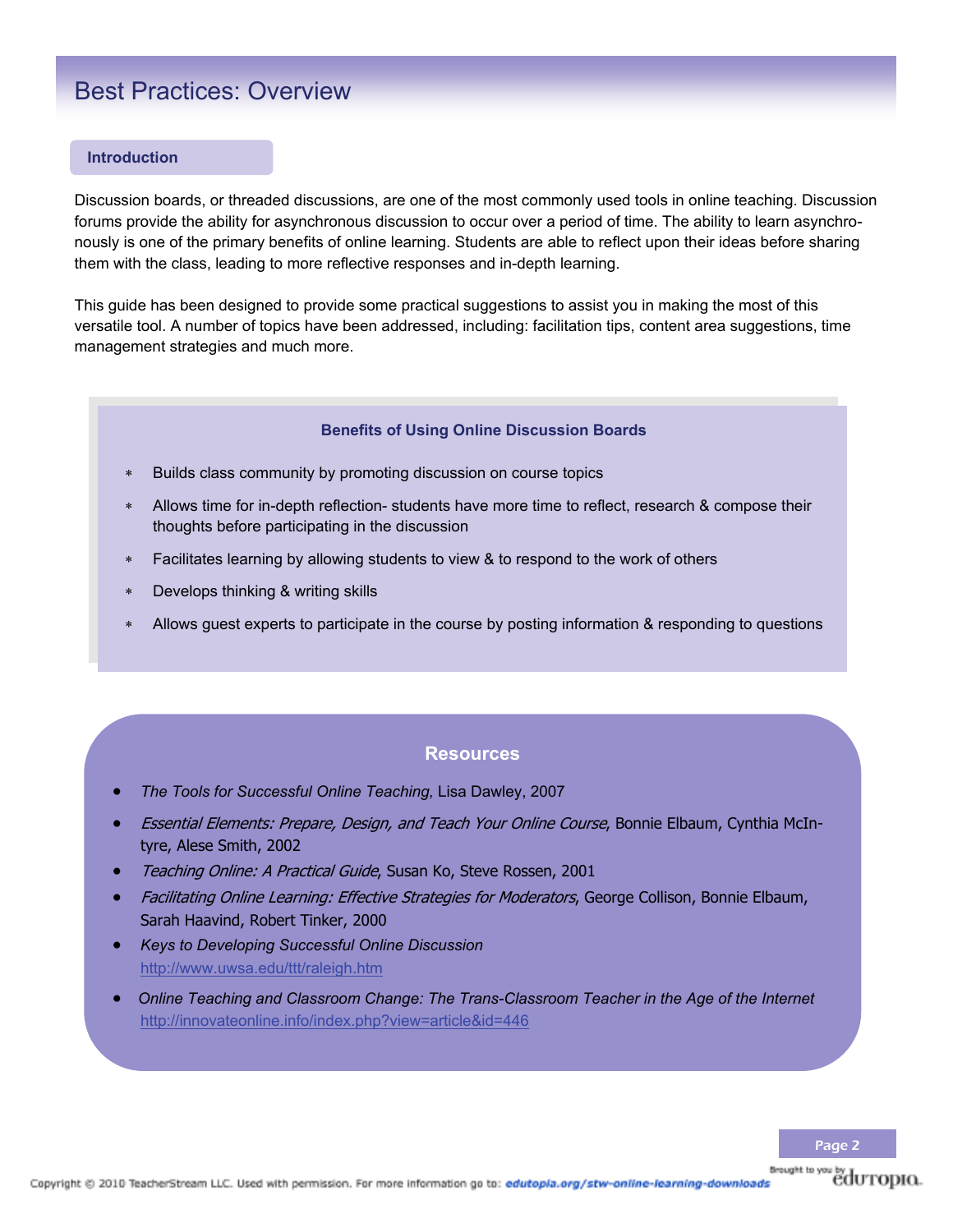# Best Practices: Overview

## Introduction

Discussion boards, or threaded discussions, are one of the most commonly used tools in online teaching. Discussion forums provide the ability for asynchronous discussion to occur over a period of time. The ability to learn asynchronously is one of the primary benefits of online learning. Students are able to reflect upon their ideas before sharing them with the class, leading to more reflective responses and in-depth learning.

This guide has been designed to provide some practical suggestions to assist you in making the most of this versatile tool. A number of topics have been addressed, including: facilitation tips, content area suggestions, time management strategies and much more.

### Benefits of Using Online Discussion Boards

- Builds class community by promoting discussion on course topics
- Allows time for in-depth reflection- students have more time to reflect, research & compose their thoughts before participating in the discussion
- Facilitates learning by allowing students to view & to respond to the work of others
- Develops thinking & writing skills
- Allows guest experts to participate in the course by posting information & responding to questions

### Resources

- *The Tools for Successful Online Teaching*, Lisa Dawley, 2007
- *Essential Elements: Prepare, Design, and Teach Your Online Course*, Bonnie Elbaum, Cynthia McIntyre, Alese Smith, 2002
- *Teaching Online: A Practical Guide*, Susan Ko, Steve Rossen, 2001
- *Facilitating Online Learning: Effective Strategies for Moderators*, George Collison, Bonnie Elbaum, Sarah Haavind, Robert Tinker, 2000
- *Keys to Developing Successful Online Discussion*
  http://www.uwsa.edu/ttt/raleigh.htm
- *Online Teaching and Classroom Change: The Trans-Classroom Teacher in the Age of the Internet*
  http://innovateonline.info/index.php?view=article&id=446

Copyright © 2010 TeacherStream LLC. Used with permission. For more information go to: edutopia.org/stw-online-learning-downloads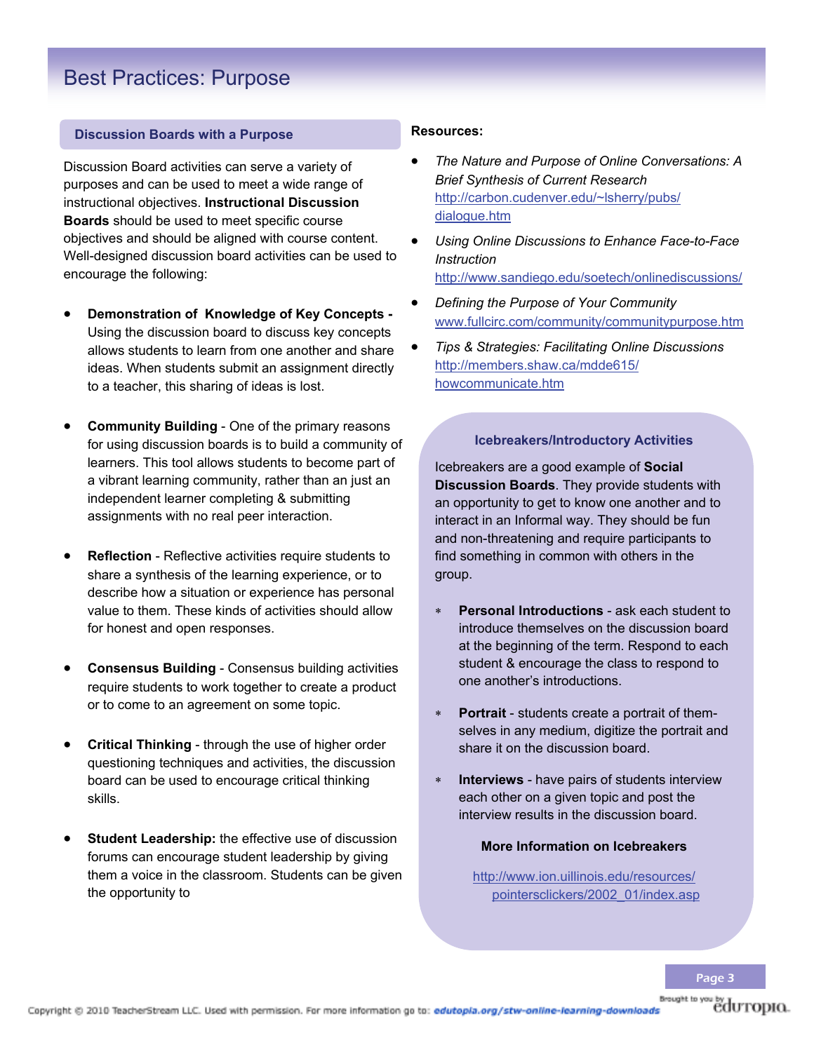# Best Practices: Purpose

## Discussion Boards with a Purpose

Discussion Board activities can serve a variety of purposes and can be used to meet a wide range of instructional objectives. **Instructional Discussion Boards** should be used to meet specific course objectives and should be aligned with course content. Well-designed discussion board activities can be used to encourage the following:

- **Demonstration of Knowledge of Key Concepts -** Using the discussion board to discuss key concepts allows students to learn from one another and share ideas. When students submit an assignment directly to a teacher, this sharing of ideas is lost.
- **Community Building** - One of the primary reasons for using discussion boards is to build a community of learners. This tool allows students to become part of a vibrant learning community, rather than an just an independent learner completing & submitting assignments with no real peer interaction.
- **Reflection** - Reflective activities require students to share a synthesis of the learning experience, or to describe how a situation or experience has personal value to them. These kinds of activities should allow for honest and open responses.
- **Consensus Building** - Consensus building activities require students to work together to create a product or to come to an agreement on some topic.
- **Critical Thinking** - through the use of higher order questioning techniques and activities, the discussion board can be used to encourage critical thinking skills.
- **Student Leadership:** the effective use of discussion forums can encourage student leadership by giving them a voice in the classroom. Students can be given the opportunity to

**Resources:**

- *The Nature and Purpose of Online Conversations: A Brief Synthesis of Current Research*
  http://carbon.cudenver.edu/~lsherry/pubs/dialogue.htm
- *Using Online Discussions to Enhance Face-to-Face Instruction*
  http://www.sandiego.edu/soetech/onlinediscussions/
- *Defining the Purpose of Your Community*
  www.fullcirc.com/community/communitypurpose.htm
- *Tips & Strategies: Facilitating Online Discussions*
  http://members.shaw.ca/mdde615/howcommunicate.htm

### Icebreakers/Introductory Activities

Icebreakers are a good example of **Social Discussion Boards**. They provide students with an opportunity to get to know one another and to interact in an Informal way. They should be fun and non-threatening and require participants to find something in common with others in the group.

- **Personal Introductions** - ask each student to introduce themselves on the discussion board at the beginning of the term. Respond to each student & encourage the class to respond to one another's introductions.
- **Portrait** - students create a portrait of them-selves in any medium, digitize the portrait and share it on the discussion board.
- **Interviews** - have pairs of students interview each other on a given topic and post the interview results in the discussion board.

**More Information on Icebreakers**

http://www.ion.uillinois.edu/resources/pointersclickers/2002_01/index.asp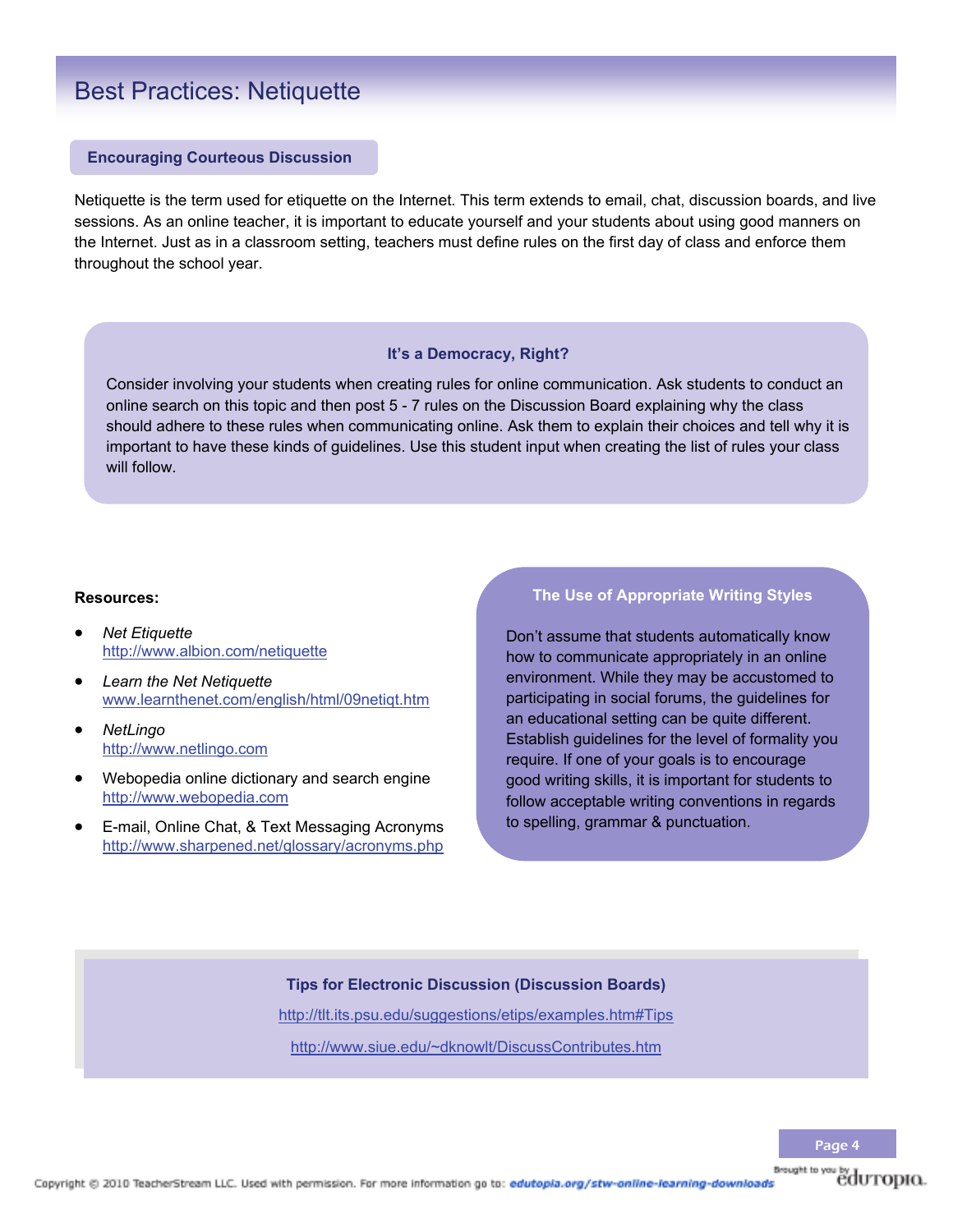# Best Practices: Netiquette

## Encouraging Courteous Discussion

Netiquette is the term used for etiquette on the Internet. This term extends to email, chat, discussion boards, and live sessions. As an online teacher, it is important to educate yourself and your students about using good manners on the Internet. Just as in a classroom setting, teachers must define rules on the first day of class and enforce them throughout the school year.

### It's a Democracy, Right?

Consider involving your students when creating rules for online communication. Ask students to conduct an online search on this topic and then post 5 - 7 rules on the Discussion Board explaining why the class should adhere to these rules when communicating online. Ask them to explain their choices and tell why it is important to have these kinds of guidelines. Use this student input when creating the list of rules your class will follow.

**Resources:**

- *Net Etiquette*
  http://www.albion.com/netiquette
- *Learn the Net Netiquette*
  www.learnthenet.com/english/html/09netiqt.htm
- *NetLingo*
  http://www.netlingo.com
- Webopedia online dictionary and search engine
  http://www.webopedia.com
- E-mail, Online Chat, & Text Messaging Acronyms
  http://www.sharpened.net/glossary/acronyms.php

### The Use of Appropriate Writing Styles

Don't assume that students automatically know how to communicate appropriately in an online environment. While they may be accustomed to participating in social forums, the guidelines for an educational setting can be quite different. Establish guidelines for the level of formality you require. If one of your goals is to encourage good writing skills, it is important for students to follow acceptable writing conventions in regards to spelling, grammar & punctuation.

### Tips for Electronic Discussion (Discussion Boards)

http://tlt.its.psu.edu/suggestions/etips/examples.htm#Tips

http://www.siue.edu/~dknowlt/DiscussContributes.htm

Copyright © 2010 TeacherStream LLC. Used with permission. For more information go to: edutopia.org/stw-online-learning-downloads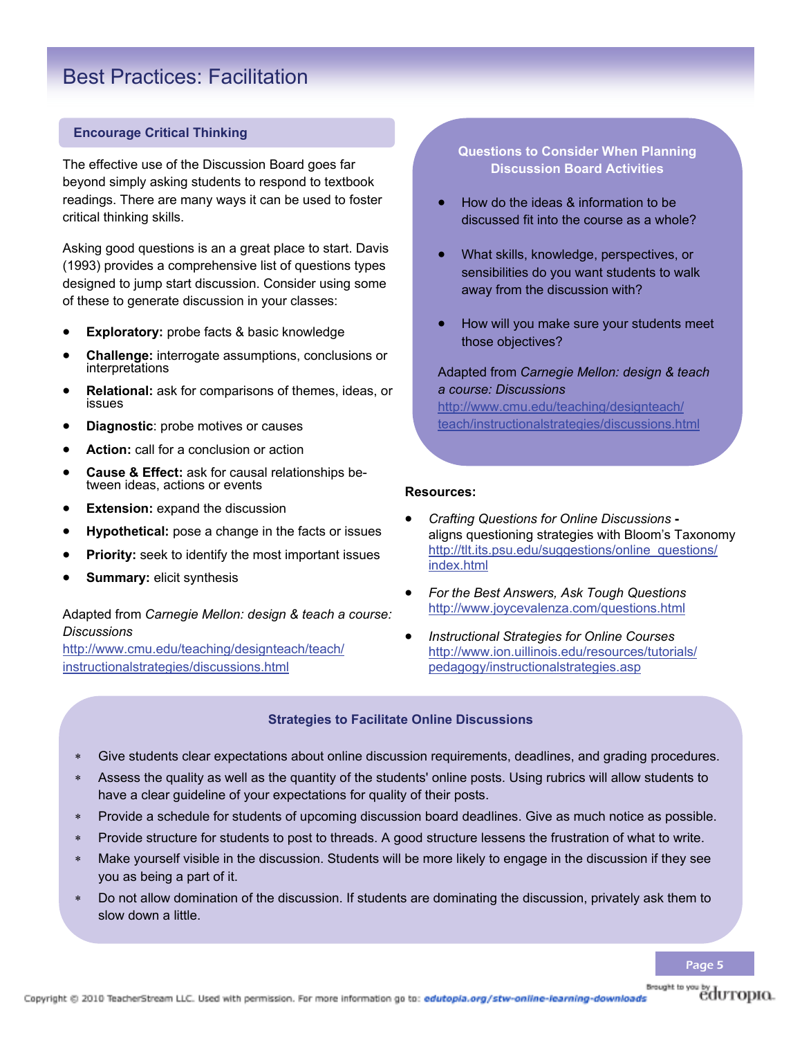# Best Practices: Facilitation

## Encourage Critical Thinking

The effective use of the Discussion Board goes far beyond simply asking students to respond to textbook readings. There are many ways it can be used to foster critical thinking skills.

Asking good questions is an a great place to start. Davis (1993) provides a comprehensive list of questions types designed to jump start discussion. Consider using some of these to generate discussion in your classes:

- **Exploratory:** probe facts & basic knowledge
- **Challenge:** interrogate assumptions, conclusions or interpretations
- **Relational:** ask for comparisons of themes, ideas, or issues
- **Diagnostic**: probe motives or causes
- **Action:** call for a conclusion or action
- **Cause & Effect:** ask for causal relationships between ideas, actions or events
- **Extension:** expand the discussion
- **Hypothetical:** pose a change in the facts or issues
- **Priority:** seek to identify the most important issues
- **Summary:** elicit synthesis

Adapted from *Carnegie Mellon: design & teach a course: Discussions*
http://www.cmu.edu/teaching/designteach/teach/instructionalstrategies/discussions.html

### Questions to Consider When Planning Discussion Board Activities

- How do the ideas & information to be discussed fit into the course as a whole?
- What skills, knowledge, perspectives, or sensibilities do you want students to walk away from the discussion with?
- How will you make sure your students meet those objectives?

Adapted from *Carnegie Mellon: design & teach a course: Discussions*
http://www.cmu.edu/teaching/designteach/teach/instructionalstrategies/discussions.html

**Resources:**

- *Crafting Questions for Online Discussions* **-** aligns questioning strategies with Bloom's Taxonomy
  http://tlt.its.psu.edu/suggestions/online_questions/index.html
- *For the Best Answers, Ask Tough Questions*
  http://www.joycevalenza.com/questions.html
- *Instructional Strategies for Online Courses*
  http://www.ion.uillinois.edu/resources/tutorials/pedagogy/instructionalstrategies.asp

### Strategies to Facilitate Online Discussions

- Give students clear expectations about online discussion requirements, deadlines, and grading procedures.
- Assess the quality as well as the quantity of the students' online posts. Using rubrics will allow students to have a clear guideline of your expectations for quality of their posts.
- Provide a schedule for students of upcoming discussion board deadlines. Give as much notice as possible.
- Provide structure for students to post to threads. A good structure lessens the frustration of what to write.
- Make yourself visible in the discussion. Students will be more likely to engage in the discussion if they see you as being a part of it.
- Do not allow domination of the discussion. If students are dominating the discussion, privately ask them to slow down a little.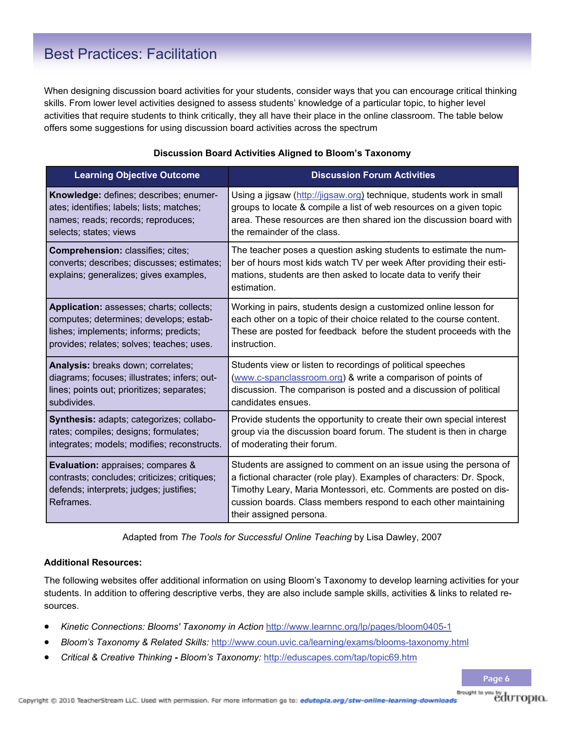# Best Practices: Facilitation

When designing discussion board activities for your students, consider ways that you can encourage critical thinking skills. From lower level activities designed to assess students' knowledge of a particular topic, to higher level activities that require students to think critically, they all have their place in the online classroom. The table below offers some suggestions for using discussion board activities across the spectrum

**Discussion Board Activities Aligned to Bloom's Taxonomy**

| Learning Objective Outcome | Discussion Forum Activities |
|---|---|
| **Knowledge:** defines; describes; enumerates; identifies; labels; lists; matches; names; reads; records; reproduces; selects; states; views | Using a jigsaw (http://jigsaw.org) technique, students work in small groups to locate & compile a list of web resources on a given topic area. These resources are then shared ion the discussion board with the remainder of the class. |
| **Comprehension:** classifies; cites; converts; describes; discusses; estimates; explains; generalizes; gives examples, | The teacher poses a question asking students to estimate the number of hours most kids watch TV per week After providing their estimations, students are then asked to locate data to verify their estimation. |
| **Application:** assesses; charts; collects; computes; determines; develops; establishes; implements; informs; predicts; provides; relates; solves; teaches; uses. | Working in pairs, students design a customized online lesson for each other on a topic of their choice related to the course content. These are posted for feedback before the student proceeds with the instruction. |
| **Analysis:** breaks down; correlates; diagrams; focuses; illustrates; infers; outlines; points out; prioritizes; separates; subdivides. | Students view or listen to recordings of political speeches (www.c-spanclassroom.org) & write a comparison of points of discussion. The comparison is posted and a discussion of political candidates ensues. |
| **Synthesis:** adapts; categorizes; collaborates; compiles; designs; formulates; integrates; models; modifies; reconstructs. | Provide students the opportunity to create their own special interest group via the discussion board forum. The student is then in charge of moderating their forum. |
| **Evaluation:** appraises; compares & contrasts; concludes; criticizes; critiques; defends; interprets; judges; justifies; Reframes. | Students are assigned to comment on an issue using the persona of a fictional character (role play). Examples of characters: Dr. Spock, Timothy Leary, Maria Montessori, etc. Comments are posted on discussion boards. Class members respond to each other maintaining their assigned persona. |

Adapted from *The Tools for Successful Online Teaching* by Lisa Dawley, 2007

**Additional Resources:**

The following websites offer additional information on using Bloom's Taxonomy to develop learning activities for your students. In addition to offering descriptive verbs, they are also include sample skills, activities & links to related resources.

- *Kinetic Connections: Blooms' Taxonomy in Action* http://www.learnnc.org/lp/pages/bloom0405-1
- *Bloom's Taxonomy & Related Skills:* http://www.coun.uvic.ca/learning/exams/blooms-taxonomy.html
- *Critical & Creative Thinking* **-** *Bloom's Taxonomy:* http://eduscapes.com/tap/topic69.htm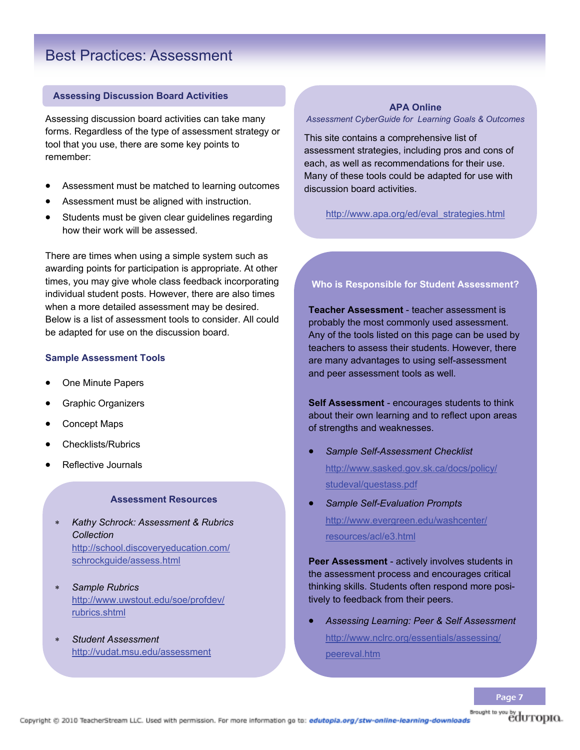# Best Practices: Assessment

## Assessing Discussion Board Activities

Assessing discussion board activities can take many forms. Regardless of the type of assessment strategy or tool that you use, there are some key points to remember:

- Assessment must be matched to learning outcomes
- Assessment must be aligned with instruction.
- Students must be given clear guidelines regarding how their work will be assessed.

There are times when using a simple system such as awarding points for participation is appropriate. At other times, you may give whole class feedback incorporating individual student posts. However, there are also times when a more detailed assessment may be desired. Below is a list of assessment tools to consider. All could be adapted for use on the discussion board.

### Sample Assessment Tools

- One Minute Papers
- Graphic Organizers
- Concept Maps
- Checklists/Rubrics
- Reflective Journals

### Assessment Resources

- *Kathy Schrock: Assessment & Rubrics Collection*
  http://school.discoveryeducation.com/schrockguide/assess.html
- *Sample Rubrics*
  http://www.uwstout.edu/soe/profdev/rubrics.shtml
- *Student Assessment*
  http://vudat.msu.edu/assessment

### APA Online

*Assessment CyberGuide for Learning Goals & Outcomes*

This site contains a comprehensive list of assessment strategies, including pros and cons of each, as well as recommendations for their use. Many of these tools could be adapted for use with discussion board activities.

http://www.apa.org/ed/eval_strategies.html

### Who is Responsible for Student Assessment?

**Teacher Assessment** - teacher assessment is probably the most commonly used assessment. Any of the tools listed on this page can be used by teachers to assess their students. However, there are many advantages to using self-assessment and peer assessment tools as well.

**Self Assessment** - encourages students to think about their own learning and to reflect upon areas of strengths and weaknesses.

- *Sample Self-Assessment Checklist*
  http://www.sasked.gov.sk.ca/docs/policy/studeval/questass.pdf
- *Sample Self-Evaluation Prompts*
  http://www.evergreen.edu/washcenter/resources/acl/e3.html

**Peer Assessment** - actively involves students in the assessment process and encourages critical thinking skills. Students often respond more positively to feedback from their peers.

- *Assessing Learning: Peer & Self Assessment*
  http://www.nclrc.org/essentials/assessing/peereval.htm

Copyright © 2010 TeacherStream LLC. Used with permission. For more information go to: edutopia.org/stw-online-learning-downloads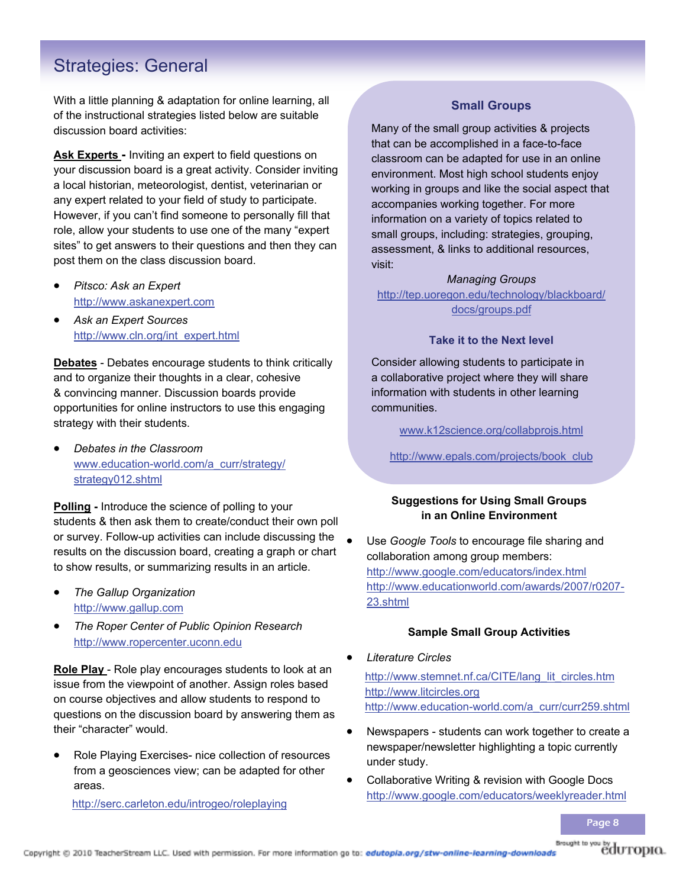# Strategies: General

With a little planning & adaptation for online learning, all of the instructional strategies listed below are suitable discussion board activities:

**Ask Experts** - Inviting an expert to field questions on your discussion board is a great activity. Consider inviting a local historian, meteorologist, dentist, veterinarian or any expert related to your field of study to participate. However, if you can't find someone to personally fill that role, allow your students to use one of the many "expert sites" to get answers to their questions and then they can post them on the class discussion board.

- *Pitsco: Ask an Expert*
  http://www.askanexpert.com
- *Ask an Expert Sources*
  http://www.cln.org/int_expert.html

**Debates** - Debates encourage students to think critically and to organize their thoughts in a clear, cohesive & convincing manner. Discussion boards provide opportunities for online instructors to use this engaging strategy with their students.

- *Debates in the Classroom*
  www.education-world.com/a_curr/strategy/strategy012.shtml

**Polling** - Introduce the science of polling to your students & then ask them to create/conduct their own poll or survey. Follow-up activities can include discussing the results on the discussion board, creating a graph or chart to show results, or summarizing results in an article.

- *The Gallup Organization*
  http://www.gallup.com
- *The Roper Center of Public Opinion Research*
  http://www.ropercenter.uconn.edu

**Role Play** - Role play encourages students to look at an issue from the viewpoint of another. Assign roles based on course objectives and allow students to respond to questions on the discussion board by answering them as their "character" would.

- Role Playing Exercises- nice collection of resources from a geosciences view; can be adapted for other areas.
  http://serc.carleton.edu/introgeo/roleplaying

## Small Groups

Many of the small group activities & projects that can be accomplished in a face-to-face classroom can be adapted for use in an online environment. Most high school students enjoy working in groups and like the social aspect that accompanies working together. For more information on a variety of topics related to small groups, including: strategies, grouping, assessment, & links to additional resources, visit:

*Managing Groups*
http://tep.uoregon.edu/technology/blackboard/docs/groups.pdf

### Take it to the Next level

Consider allowing students to participate in a collaborative project where they will share information with students in other learning communities.

www.k12science.org/collabprojs.html

http://www.epals.com/projects/book_club

### Suggestions for Using Small Groups in an Online Environment

- Use *Google Tools* to encourage file sharing and collaboration among group members:
  http://www.google.com/educators/index.html
  http://www.educationworld.com/awards/2007/r0207-23.shtml

### Sample Small Group Activities

- *Literature Circles*
  http://www.stemnet.nf.ca/CITE/lang_lit_circles.htm
  http://www.litcircles.org
  http://www.education-world.com/a_curr/curr259.shtml
- Newspapers - students can work together to create a newspaper/newsletter highlighting a topic currently under study.
- Collaborative Writing & revision with Google Docs
  http://www.google.com/educators/weeklyreader.html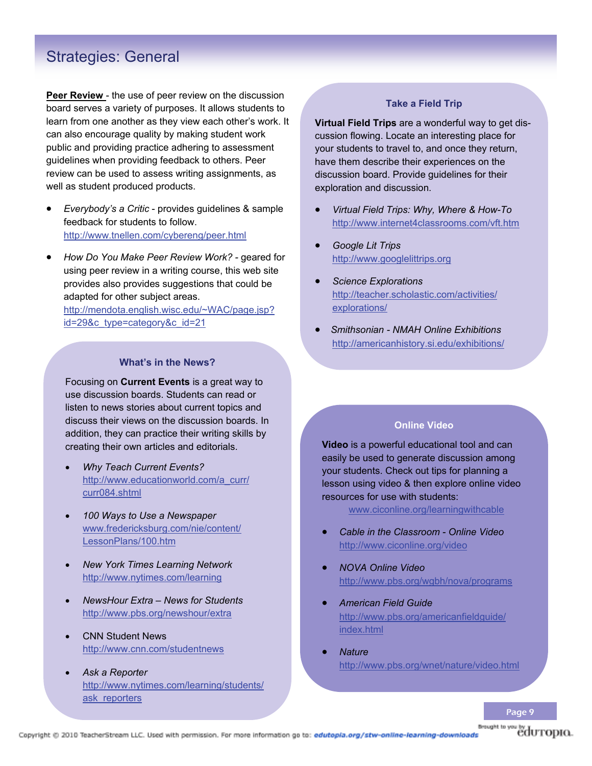# Strategies: General

**Peer Review** - the use of peer review on the discussion board serves a variety of purposes. It allows students to learn from one another as they view each other's work. It can also encourage quality by making student work public and providing practice adhering to assessment guidelines when providing feedback to others. Peer review can be used to assess writing assignments, as well as student produced products.

- *Everybody's a Critic* - provides guidelines & sample feedback for students to follow. http://www.tnellen.com/cybereng/peer.html
- *How Do You Make Peer Review Work?* - geared for using peer review in a writing course, this web site provides also provides suggestions that could be adapted for other subject areas. http://mendota.english.wisc.edu/~WAC/page.jsp?id=29&c_type=category&c_id=21

### What's in the News?

Focusing on **Current Events** is a great way to use discussion boards. Students can read or listen to news stories about current topics and discuss their views on the discussion boards. In addition, they can practice their writing skills by creating their own articles and editorials.

- *Why Teach Current Events?* http://www.educationworld.com/a_curr/curr084.shtml
- *100 Ways to Use a Newspaper* www.fredericksburg.com/nie/content/LessonPlans/100.htm
- *New York Times Learning Network* http://www.nytimes.com/learning
- *NewsHour Extra – News for Students* http://www.pbs.org/newshour/extra
- CNN Student News http://www.cnn.com/studentnews
- *Ask a Reporter* http://www.nytimes.com/learning/students/ask_reporters

### Take a Field Trip

**Virtual Field Trips** are a wonderful way to get discussion flowing. Locate an interesting place for your students to travel to, and once they return, have them describe their experiences on the discussion board. Provide guidelines for their exploration and discussion.

- *Virtual Field Trips: Why, Where & How-To* http://www.internet4classrooms.com/vft.htm
- *Google Lit Trips* http://www.googlelittrips.org
- *Science Explorations* http://teacher.scholastic.com/activities/explorations/
- *Smithsonian - NMAH Online Exhibitions* http://americanhistory.si.edu/exhibitions/

### Online Video

**Video** is a powerful educational tool and can easily be used to generate discussion among your students. Check out tips for planning a lesson using video & then explore online video resources for use with students:

www.ciconline.org/learningwithcable

- *Cable in the Classroom - Online Video* http://www.ciconline.org/video
- *NOVA Online Video* http://www.pbs.org/wgbh/nova/programs
- *American Field Guide* http://www.pbs.org/americanfieldguide/index.html
- *Nature* http://www.pbs.org/wnet/nature/video.html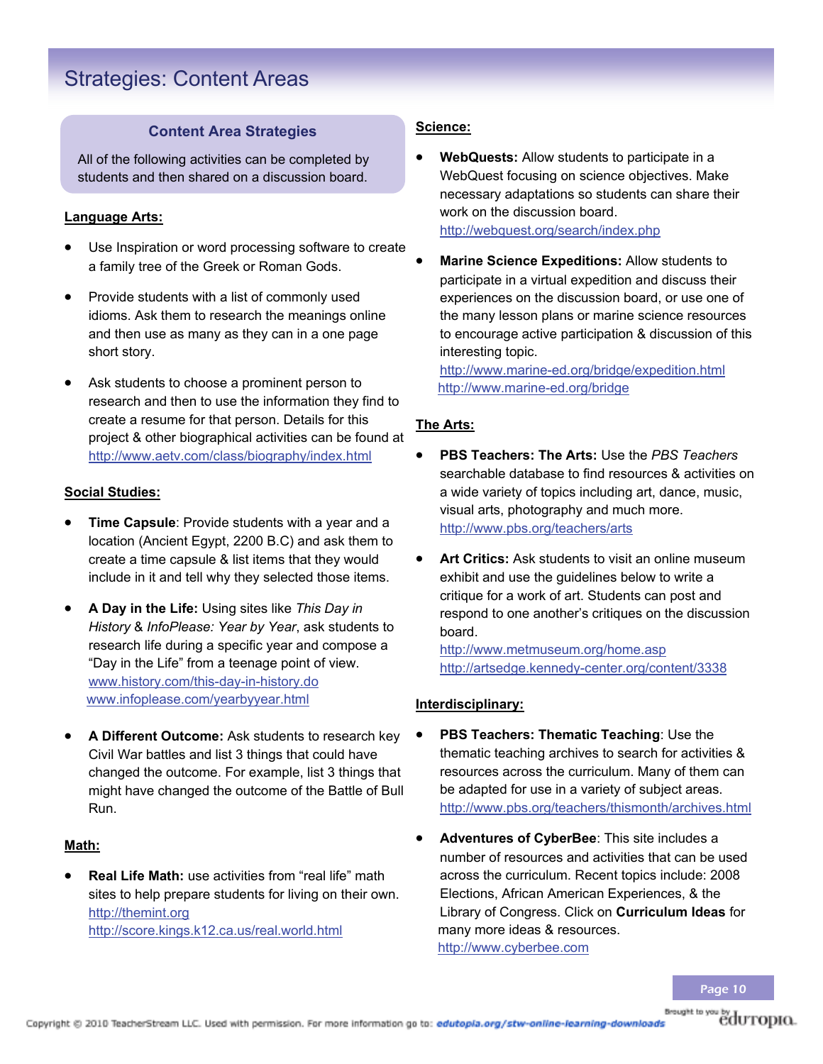# Strategies: Content Areas

### Content Area Strategies

All of the following activities can be completed by students and then shared on a discussion board.

**Language Arts:**

- Use Inspiration or word processing software to create a family tree of the Greek or Roman Gods.
- Provide students with a list of commonly used idioms. Ask them to research the meanings online and then use as many as they can in a one page short story.
- Ask students to choose a prominent person to research and then to use the information they find to create a resume for that person. Details for this project & other biographical activities can be found at http://www.aetv.com/class/biography/index.html

**Social Studies:**

- **Time Capsule**: Provide students with a year and a location (Ancient Egypt, 2200 B.C) and ask them to create a time capsule & list items that they would include in it and tell why they selected those items.
- **A Day in the Life:** Using sites like *This Day in History* & *InfoPlease: Year by Year*, ask students to research life during a specific year and compose a "Day in the Life" from a teenage point of view.
  www.history.com/this-day-in-history.do
  www.infoplease.com/yearbyyear.html
- **A Different Outcome:** Ask students to research key Civil War battles and list 3 things that could have changed the outcome. For example, list 3 things that might have changed the outcome of the Battle of Bull Run.

**Math:**

- **Real Life Math:** use activities from "real life" math sites to help prepare students for living on their own.
  http://themint.org
  http://score.kings.k12.ca.us/real.world.html

**Science:**

- **WebQuests:** Allow students to participate in a WebQuest focusing on science objectives. Make necessary adaptations so students can share their work on the discussion board.
  http://webquest.org/search/index.php
- **Marine Science Expeditions:** Allow students to participate in a virtual expedition and discuss their experiences on the discussion board, or use one of the many lesson plans or marine science resources to encourage active participation & discussion of this interesting topic.
  http://www.marine-ed.org/bridge/expedition.html
  http://www.marine-ed.org/bridge

**The Arts:**

- **PBS Teachers: The Arts:** Use the *PBS Teachers* searchable database to find resources & activities on a wide variety of topics including art, dance, music, visual arts, photography and much more.
  http://www.pbs.org/teachers/arts
- **Art Critics:** Ask students to visit an online museum exhibit and use the guidelines below to write a critique for a work of art. Students can post and respond to one another's critiques on the discussion board.
  http://www.metmuseum.org/home.asp
  http://artsedge.kennedy-center.org/content/3338

**Interdisciplinary:**

- **PBS Teachers: Thematic Teaching**: Use the thematic teaching archives to search for activities & resources across the curriculum. Many of them can be adapted for use in a variety of subject areas.
  http://www.pbs.org/teachers/thismonth/archives.html
- **Adventures of CyberBee**: This site includes a number of resources and activities that can be used across the curriculum. Recent topics include: 2008 Elections, African American Experiences, & the Library of Congress. Click on **Curriculum Ideas** for many more ideas & resources.
  http://www.cyberbee.com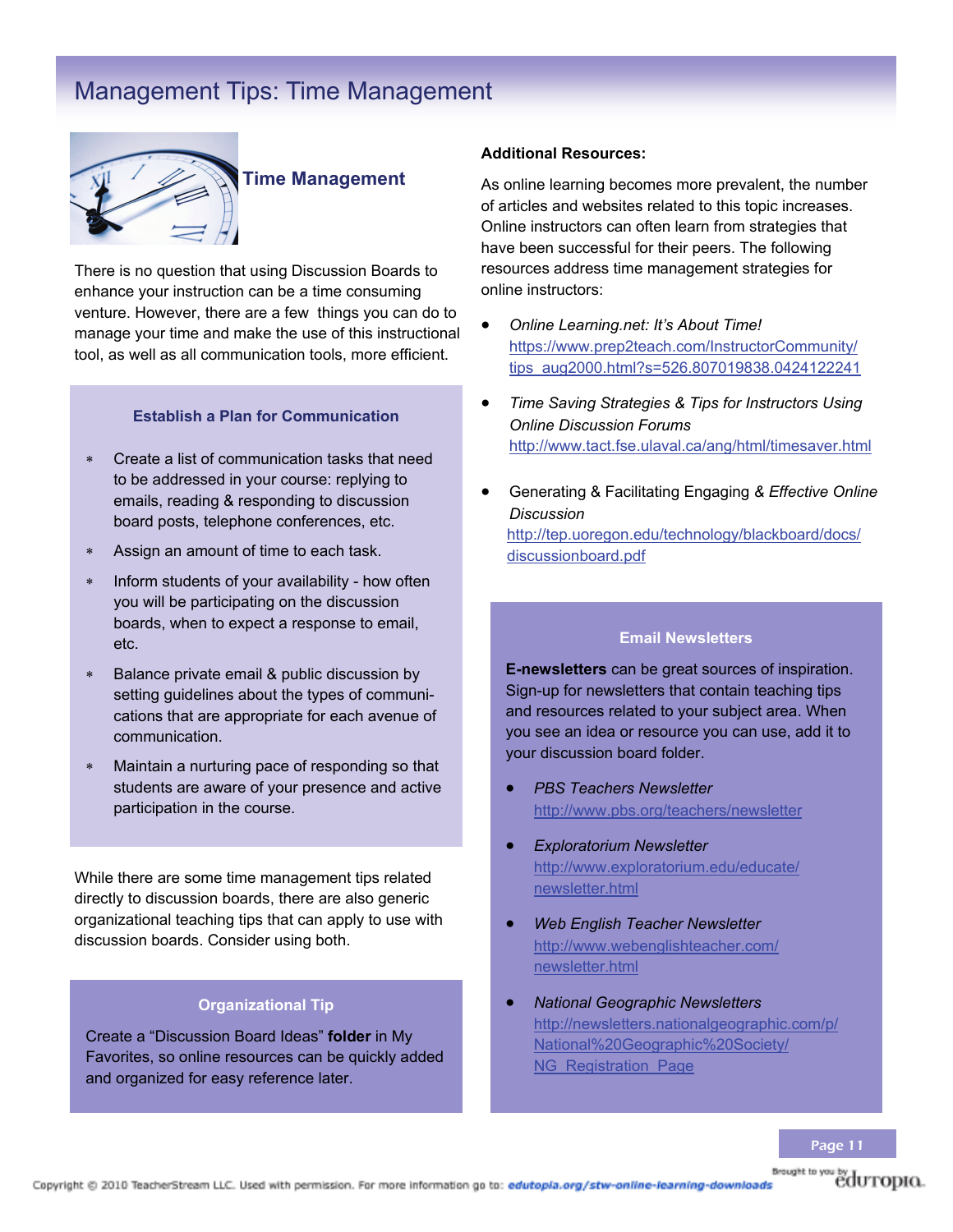# Management Tips: Time Management

## Time Management

There is no question that using Discussion Boards to enhance your instruction can be a time consuming venture. However, there are a few things you can do to manage your time and make the use of this instructional tool, as well as all communication tools, more efficient.

### Establish a Plan for Communication

- Create a list of communication tasks that need to be addressed in your course: replying to emails, reading & responding to discussion board posts, telephone conferences, etc.
- Assign an amount of time to each task.
- Inform students of your availability - how often you will be participating on the discussion boards, when to expect a response to email, etc.
- Balance private email & public discussion by setting guidelines about the types of communications that are appropriate for each avenue of communication.
- Maintain a nurturing pace of responding so that students are aware of your presence and active participation in the course.

While there are some time management tips related directly to discussion boards, there are also generic organizational teaching tips that can apply to use with discussion boards. Consider using both.

### Organizational Tip

Create a "Discussion Board Ideas" **folder** in My Favorites, so online resources can be quickly added and organized for easy reference later.

**Additional Resources:**

As online learning becomes more prevalent, the number of articles and websites related to this topic increases. Online instructors can often learn from strategies that have been successful for their peers. The following resources address time management strategies for online instructors:

- *Online Learning.net: It's About Time!*
  https://www.prep2teach.com/InstructorCommunity/tips_aug2000.html?s=526.807019838.0424122241
- *Time Saving Strategies & Tips for Instructors Using Online Discussion Forums*
  http://www.tact.fse.ulaval.ca/ang/html/timesaver.html
- Generating & Facilitating Engaging *& Effective Online Discussion*
  http://tep.uoregon.edu/technology/blackboard/docs/discussionboard.pdf

### Email Newsletters

**E-newsletters** can be great sources of inspiration. Sign-up for newsletters that contain teaching tips and resources related to your subject area. When you see an idea or resource you can use, add it to your discussion board folder.

- *PBS Teachers Newsletter*
  http://www.pbs.org/teachers/newsletter
- *Exploratorium Newsletter*
  http://www.exploratorium.edu/educate/newsletter.html
- *Web English Teacher Newsletter*
  http://www.webenglishteacher.com/newsletter.html
- *National Geographic Newsletters*
  http://newsletters.nationalgeographic.com/p/National%20Geographic%20Society/NG_Registration_Page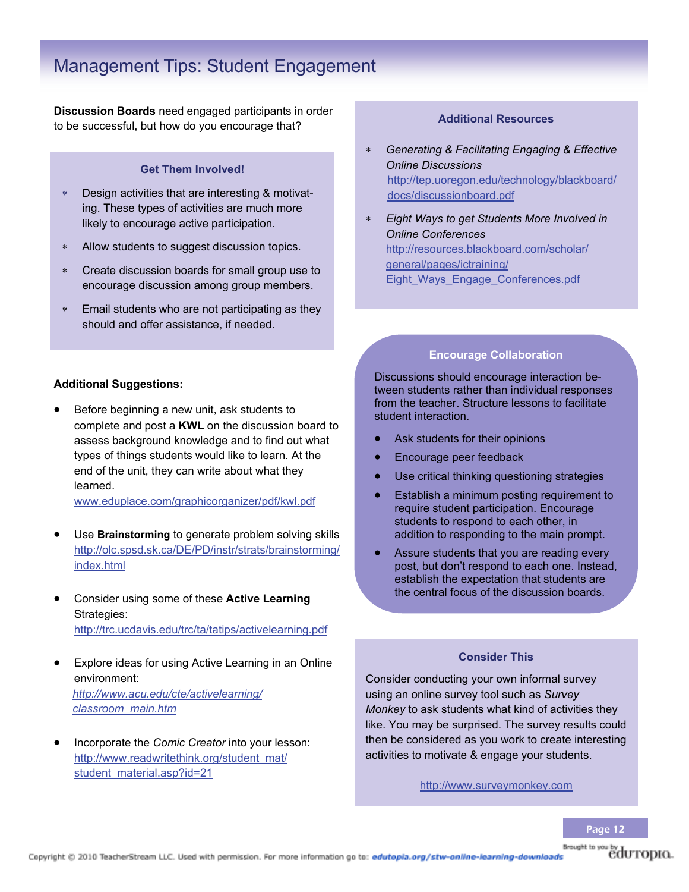# Management Tips: Student Engagement

**Discussion Boards** need engaged participants in order to be successful, but how do you encourage that?

### Get Them Involved!

- Design activities that are interesting & motivating. These types of activities are much more likely to encourage active participation.
- Allow students to suggest discussion topics.
- Create discussion boards for small group use to encourage discussion among group members.
- Email students who are not participating as they should and offer assistance, if needed.

**Additional Suggestions:**

- Before beginning a new unit, ask students to complete and post a **KWL** on the discussion board to assess background knowledge and to find out what types of things students would like to learn. At the end of the unit, they can write about what they learned.
  www.eduplace.com/graphicorganizer/pdf/kwl.pdf
- Use **Brainstorming** to generate problem solving skills
  http://olc.spsd.sk.ca/DE/PD/instr/strats/brainstorming/index.html
- Consider using some of these **Active Learning** Strategies:
  http://trc.ucdavis.edu/trc/ta/tatips/activelearning.pdf
- Explore ideas for using Active Learning in an Online environment:
  *http://www.acu.edu/cte/activelearning/classroom_main.htm*
- Incorporate the *Comic Creator* into your lesson:
  http://www.readwritethink.org/student_mat/student_material.asp?id=21

### Additional Resources

- *Generating & Facilitating Engaging & Effective Online Discussions*
  http://tep.uoregon.edu/technology/blackboard/docs/discussionboard.pdf
- *Eight Ways to get Students More Involved in Online Conferences*
  http://resources.blackboard.com/scholar/general/pages/ictraining/Eight_Ways_Engage_Conferences.pdf

### Encourage Collaboration

Discussions should encourage interaction between students rather than individual responses from the teacher. Structure lessons to facilitate student interaction.

- Ask students for their opinions
- Encourage peer feedback
- Use critical thinking questioning strategies
- Establish a minimum posting requirement to require student participation. Encourage students to respond to each other, in addition to responding to the main prompt.
- Assure students that you are reading every post, but don't respond to each one. Instead, establish the expectation that students are the central focus of the discussion boards.

### Consider This

Consider conducting your own informal survey using an online survey tool such as *Survey Monkey* to ask students what kind of activities they like. You may be surprised. The survey results could then be considered as you work to create interesting activities to motivate & engage your students.

http://www.surveymonkey.com

Copyright © 2010 TeacherStream LLC. Used with permission. For more information go to: edutopia.org/stw-online-learning-downloads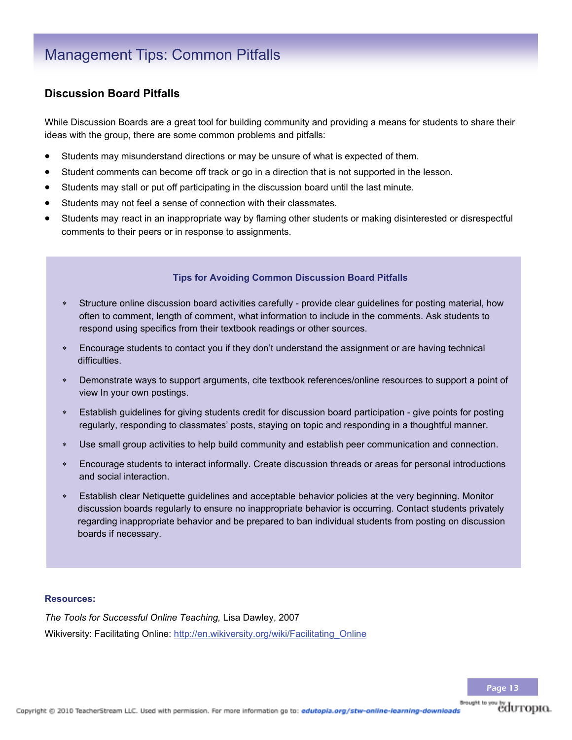# Management Tips: Common Pitfalls

## Discussion Board Pitfalls

While Discussion Boards are a great tool for building community and providing a means for students to share their ideas with the group, there are some common problems and pitfalls:

- Students may misunderstand directions or may be unsure of what is expected of them.
- Student comments can become off track or go in a direction that is not supported in the lesson.
- Students may stall or put off participating in the discussion board until the last minute.
- Students may not feel a sense of connection with their classmates.
- Students may react in an inappropriate way by flaming other students or making disinterested or disrespectful comments to their peers or in response to assignments.

### Tips for Avoiding Common Discussion Board Pitfalls

- Structure online discussion board activities carefully - provide clear guidelines for posting material, how often to comment, length of comment, what information to include in the comments. Ask students to respond using specifics from their textbook readings or other sources.
- Encourage students to contact you if they don't understand the assignment or are having technical difficulties.
- Demonstrate ways to support arguments, cite textbook references/online resources to support a point of view In your own postings.
- Establish guidelines for giving students credit for discussion board participation - give points for posting regularly, responding to classmates' posts, staying on topic and responding in a thoughtful manner.
- Use small group activities to help build community and establish peer communication and connection.
- Encourage students to interact informally. Create discussion threads or areas for personal introductions and social interaction.
- Establish clear Netiquette guidelines and acceptable behavior policies at the very beginning. Monitor discussion boards regularly to ensure no inappropriate behavior is occurring. Contact students privately regarding inappropriate behavior and be prepared to ban individual students from posting on discussion boards if necessary.

**Resources:**

*The Tools for Successful Online Teaching,* Lisa Dawley, 2007

Wikiversity: Facilitating Online: http://en.wikiversity.org/wiki/Facilitating_Online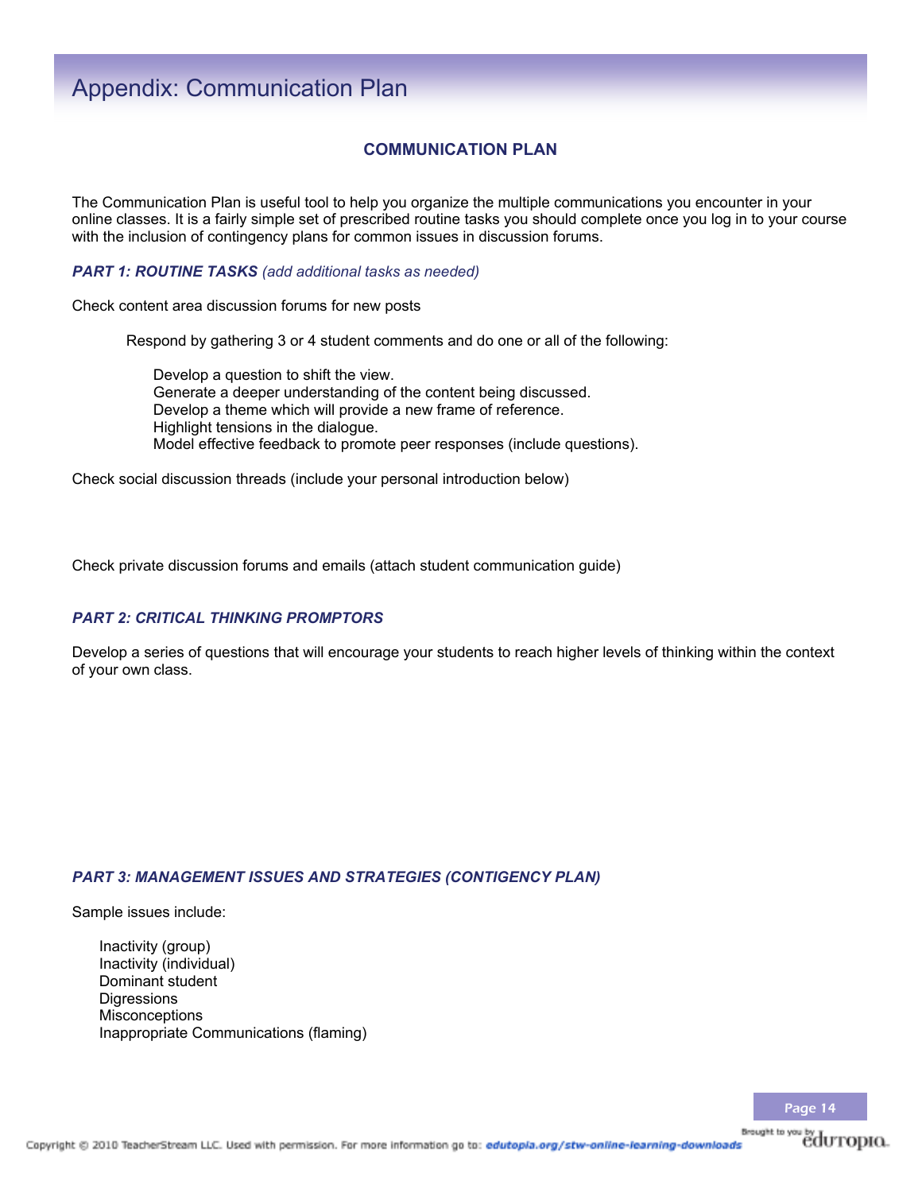# Appendix: Communication Plan

## COMMUNICATION PLAN

The Communication Plan is useful tool to help you organize the multiple communications you encounter in your online classes. It is a fairly simple set of prescribed routine tasks you should complete once you log in to your course with the inclusion of contingency plans for common issues in discussion forums.

### *PART 1: ROUTINE TASKS (add additional tasks as needed)*

Check content area discussion forums for new posts

Respond by gathering 3 or 4 student comments and do one or all of the following:

- Develop a question to shift the view.
- Generate a deeper understanding of the content being discussed.
- Develop a theme which will provide a new frame of reference.
- Highlight tensions in the dialogue.
- Model effective feedback to promote peer responses (include questions).

Check social discussion threads (include your personal introduction below)

Check private discussion forums and emails (attach student communication guide)

### *PART 2: CRITICAL THINKING PROMPTORS*

Develop a series of questions that will encourage your students to reach higher levels of thinking within the context of your own class.

### *PART 3: MANAGEMENT ISSUES AND STRATEGIES (CONTIGENCY PLAN)*

Sample issues include:

- Inactivity (group)
- Inactivity (individual)
- Dominant student
- Digressions
- Misconceptions
- Inappropriate Communications (flaming)

Copyright © 2010 TeacherStream LLC. Used with permission. For more information go to: edutopia.org/stw-online-learning-downloads